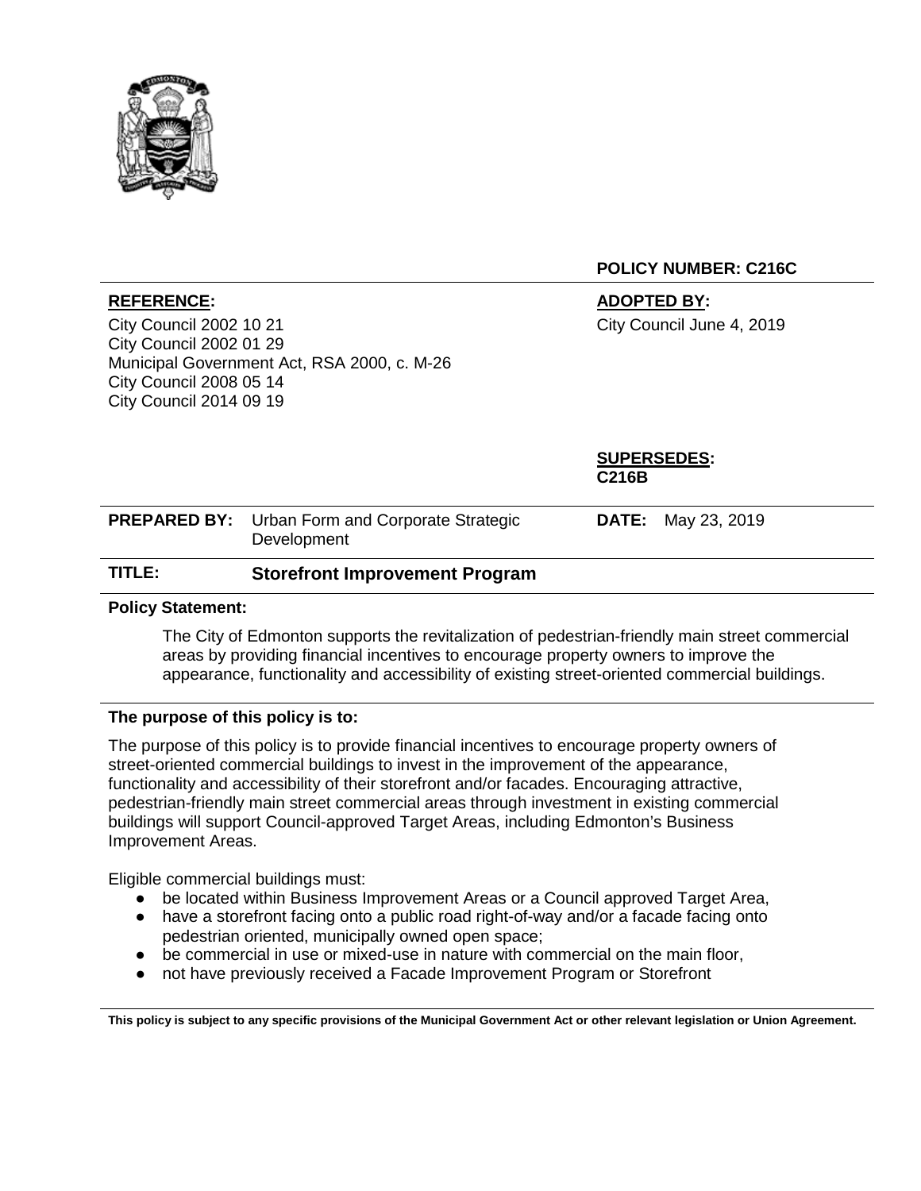**POLICY NUMBER: C216C**

| **REFERENCE:** | **ADOPTED BY:** |
| --- | --- |
| City Council 2002 10 21<br>City Council 2002 01 29<br>Municipal Government Act, RSA 2000, c. M-26<br>City Council 2008 05 14<br>City Council 2014 09 19 | City Council June 4, 2019 |
| | **SUPERSEDES:**<br>**C216B** |

| **PREPARED BY:** | Urban Form and Corporate Strategic Development | **DATE:** | May 23, 2019 |
| --- | --- | --- | --- |

| **TITLE:** | **Storefront Improvement Program** |
| --- | --- |

**Policy Statement:**

The City of Edmonton supports the revitalization of pedestrian-friendly main street commercial areas by providing financial incentives to encourage property owners to improve the appearance, functionality and accessibility of existing street-oriented commercial buildings.

**The purpose of this policy is to:**

The purpose of this policy is to provide financial incentives to encourage property owners of street-oriented commercial buildings to invest in the improvement of the appearance, functionality and accessibility of their storefront and/or facades. Encouraging attractive, pedestrian-friendly main street commercial areas through investment in existing commercial buildings will support Council-approved Target Areas, including Edmonton's Business Improvement Areas.

Eligible commercial buildings must:

- be located within Business Improvement Areas or a Council approved Target Area,
- have a storefront facing onto a public road right-of-way and/or a facade facing onto pedestrian oriented, municipally owned open space;
- be commercial in use or mixed-use in nature with commercial on the main floor,
- not have previously received a Facade Improvement Program or Storefront

**This policy is subject to any specific provisions of the Municipal Government Act or other relevant legislation or Union Agreement.**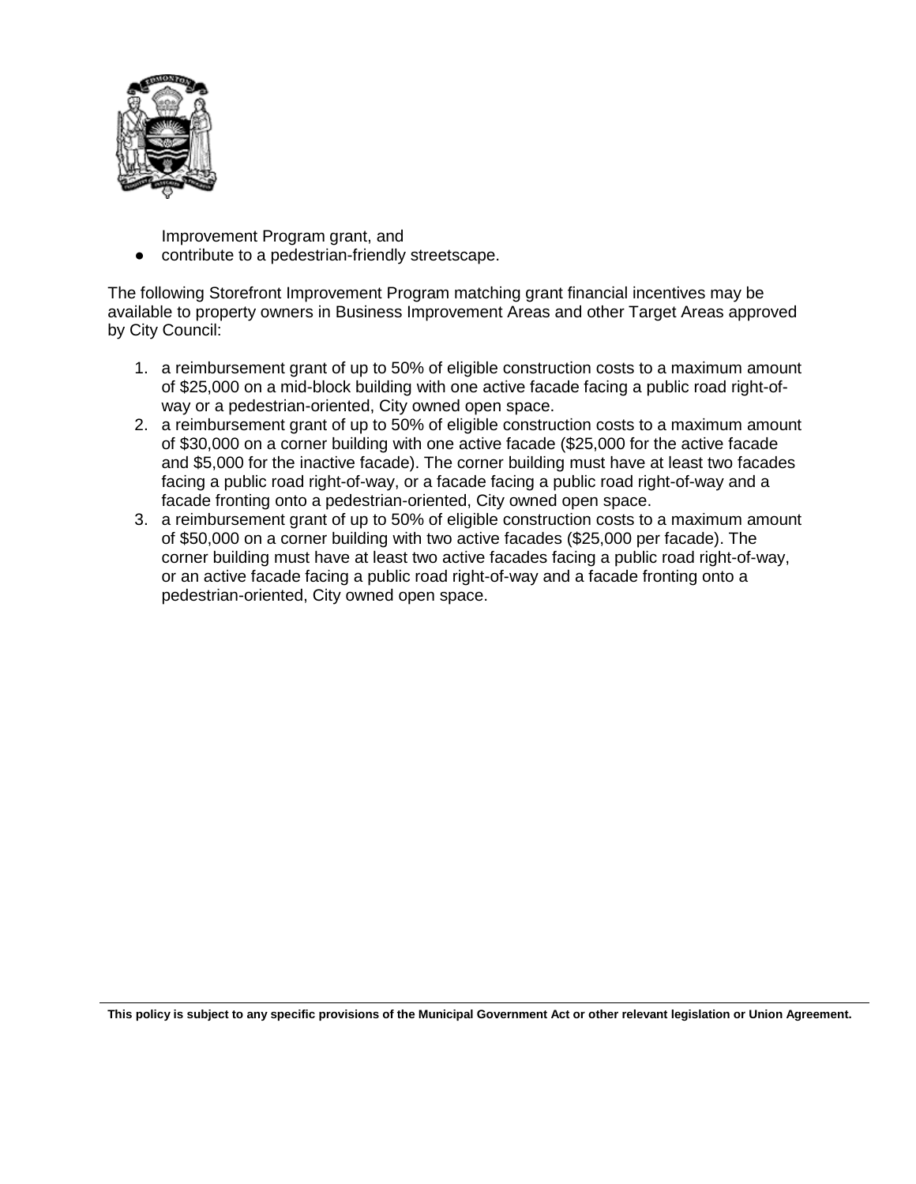Improvement Program grant, and

- contribute to a pedestrian-friendly streetscape.

The following Storefront Improvement Program matching grant financial incentives may be available to property owners in Business Improvement Areas and other Target Areas approved by City Council:

1. a reimbursement grant of up to 50% of eligible construction costs to a maximum amount of $25,000 on a mid-block building with one active facade facing a public road right-of-way or a pedestrian-oriented, City owned open space.
2. a reimbursement grant of up to 50% of eligible construction costs to a maximum amount of $30,000 on a corner building with one active facade ($25,000 for the active facade and $5,000 for the inactive facade). The corner building must have at least two facades facing a public road right-of-way, or a facade facing a public road right-of-way and a facade fronting onto a pedestrian-oriented, City owned open space.
3. a reimbursement grant of up to 50% of eligible construction costs to a maximum amount of $50,000 on a corner building with two active facades ($25,000 per facade). The corner building must have at least two active facades facing a public road right-of-way, or an active facade facing a public road right-of-way and a facade fronting onto a pedestrian-oriented, City owned open space.